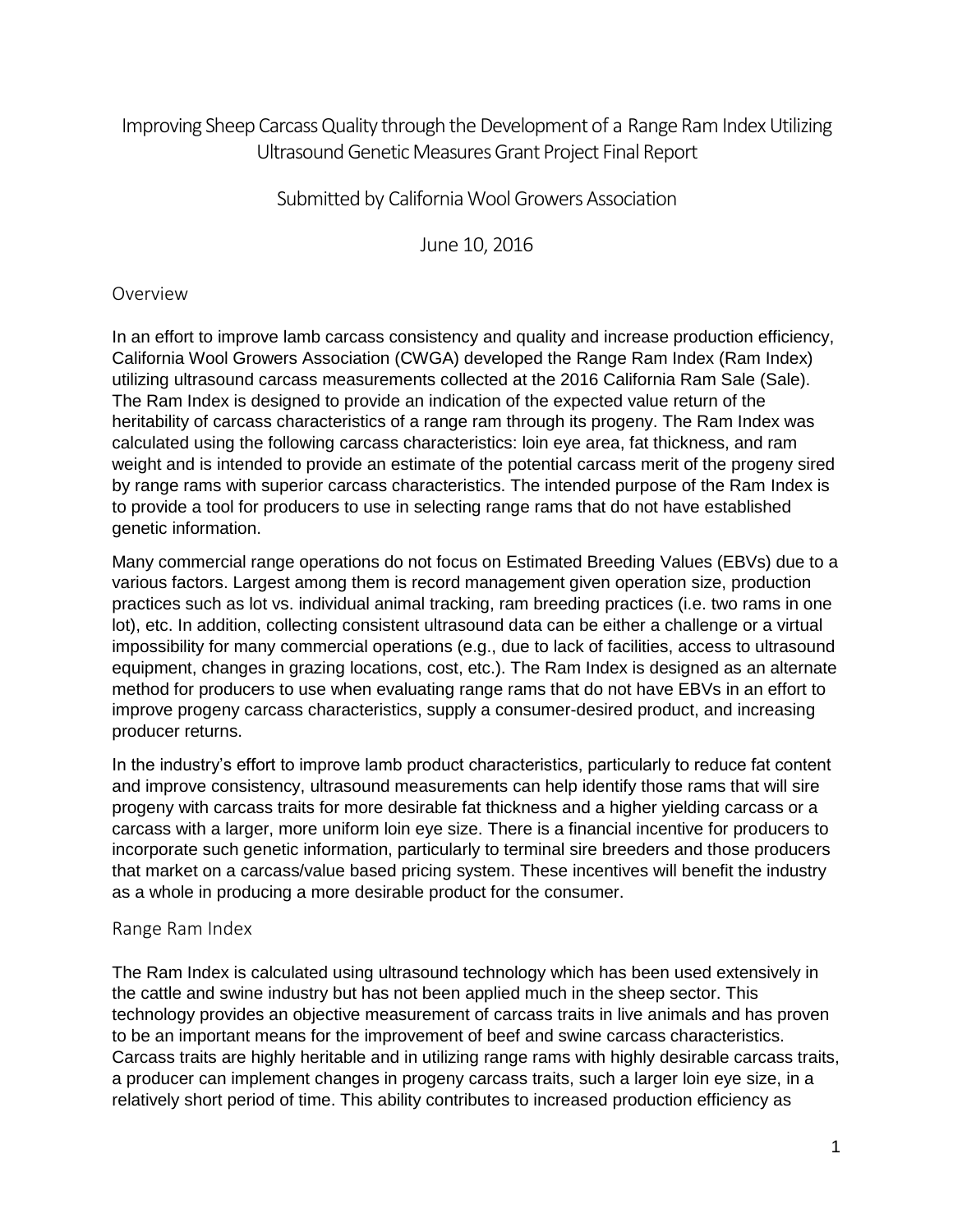# Improving Sheep Carcass Quality through the Development of a Range Ram Index Utilizing Ultrasound Genetic Measures Grant Project Final Report

Submitted by California Wool Growers Association

June 10, 2016

## Overview

In an effort to improve lamb carcass consistency and quality and increase production efficiency, California Wool Growers Association (CWGA) developed the Range Ram Index (Ram Index) utilizing ultrasound carcass measurements collected at the 2016 California Ram Sale (Sale). The Ram Index is designed to provide an indication of the expected value return of the heritability of carcass characteristics of a range ram through its progeny. The Ram Index was calculated using the following carcass characteristics: loin eye area, fat thickness, and ram weight and is intended to provide an estimate of the potential carcass merit of the progeny sired by range rams with superior carcass characteristics. The intended purpose of the Ram Index is to provide a tool for producers to use in selecting range rams that do not have established genetic information.

Many commercial range operations do not focus on Estimated Breeding Values (EBVs) due to a various factors. Largest among them is record management given operation size, production practices such as lot vs. individual animal tracking, ram breeding practices (i.e. two rams in one lot), etc. In addition, collecting consistent ultrasound data can be either a challenge or a virtual impossibility for many commercial operations (e.g., due to lack of facilities, access to ultrasound equipment, changes in grazing locations, cost, etc.). The Ram Index is designed as an alternate method for producers to use when evaluating range rams that do not have EBVs in an effort to improve progeny carcass characteristics, supply a consumer-desired product, and increasing producer returns.

In the industry's effort to improve lamb product characteristics, particularly to reduce fat content and improve consistency, ultrasound measurements can help identify those rams that will sire progeny with carcass traits for more desirable fat thickness and a higher yielding carcass or a carcass with a larger, more uniform loin eye size. There is a financial incentive for producers to incorporate such genetic information, particularly to terminal sire breeders and those producers that market on a carcass/value based pricing system. These incentives will benefit the industry as a whole in producing a more desirable product for the consumer.

## Range Ram Index

The Ram Index is calculated using ultrasound technology which has been used extensively in the cattle and swine industry but has not been applied much in the sheep sector. This technology provides an objective measurement of carcass traits in live animals and has proven to be an important means for the improvement of beef and swine carcass characteristics. Carcass traits are highly heritable and in utilizing range rams with highly desirable carcass traits, a producer can implement changes in progeny carcass traits, such a larger loin eye size, in a relatively short period of time. This ability contributes to increased production efficiency as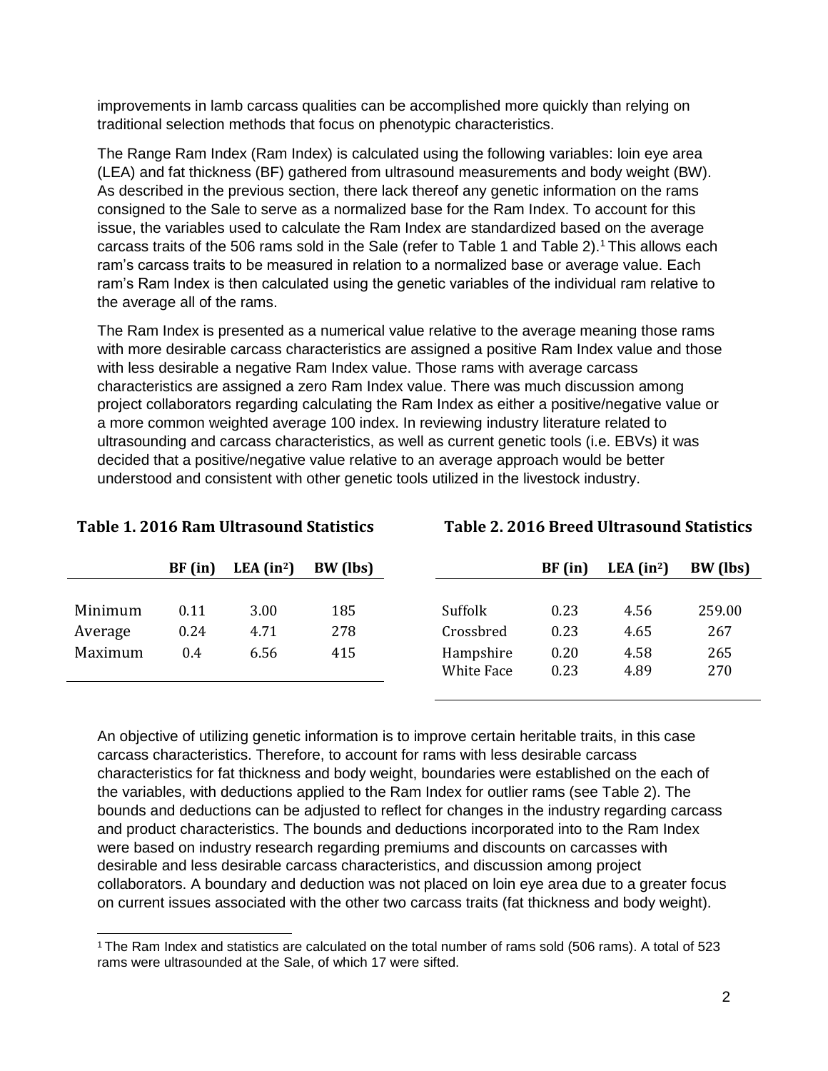improvements in lamb carcass qualities can be accomplished more quickly than relying on traditional selection methods that focus on phenotypic characteristics.

The Range Ram Index (Ram Index) is calculated using the following variables: loin eye area (LEA) and fat thickness (BF) gathered from ultrasound measurements and body weight (BW). As described in the previous section, there lack thereof any genetic information on the rams consigned to the Sale to serve as a normalized base for the Ram Index. To account for this issue, the variables used to calculate the Ram Index are standardized based on the average carcass traits of the 506 rams sold in the Sale (refer to Table 1 and Table 2).[1] This allows each ram's carcass traits to be measured in relation to a normalized base or average value. Each ram's Ram Index is then calculated using the genetic variables of the individual ram relative to the average all of the rams.

The Ram Index is presented as a numerical value relative to the average meaning those rams with more desirable carcass characteristics are assigned a positive Ram Index value and those with less desirable a negative Ram Index value. Those rams with average carcass characteristics are assigned a zero Ram Index value. There was much discussion among project collaborators regarding calculating the Ram Index as either a positive/negative value or a more common weighted average 100 index. In reviewing industry literature related to ultrasounding and carcass characteristics, as well as current genetic tools (i.e. EBVs) it was decided that a positive/negative value relative to an average approach would be better understood and consistent with other genetic tools utilized in the livestock industry.

**Table 1. 2016 Ram Ultrasound Statistics**

| | BF (in) | LEA ($in^2$) | BW (lbs) |
|---|---|---|---|
| Minimum | 0.11 | 3.00 | 185 |
| Average | 0.24 | 4.71 | 278 |
| Maximum | 0.4 | 6.56 | 415 |

**Table 2. 2016 Breed Ultrasound Statistics**

| | BF (in) | LEA ($in^2$) | BW (lbs) |
|---|---|---|---|
| Suffolk | 0.23 | 4.56 | 259.00 |
| Crossbred | 0.23 | 4.65 | 267 |
| Hampshire | 0.20 | 4.58 | 265 |
| White Face | 0.23 | 4.89 | 270 |

An objective of utilizing genetic information is to improve certain heritable traits, in this case carcass characteristics. Therefore, to account for rams with less desirable carcass characteristics for fat thickness and body weight, boundaries were established on the each of the variables, with deductions applied to the Ram Index for outlier rams (see Table 2). The bounds and deductions can be adjusted to reflect for changes in the industry regarding carcass and product characteristics. The bounds and deductions incorporated into to the Ram Index were based on industry research regarding premiums and discounts on carcasses with desirable and less desirable carcass characteristics, and discussion among project collaborators. A boundary and deduction was not placed on loin eye area due to a greater focus on current issues associated with the other two carcass traits (fat thickness and body weight).

[1] The Ram Index and statistics are calculated on the total number of rams sold (506 rams). A total of 523 rams were ultrasounded at the Sale, of which 17 were sifted.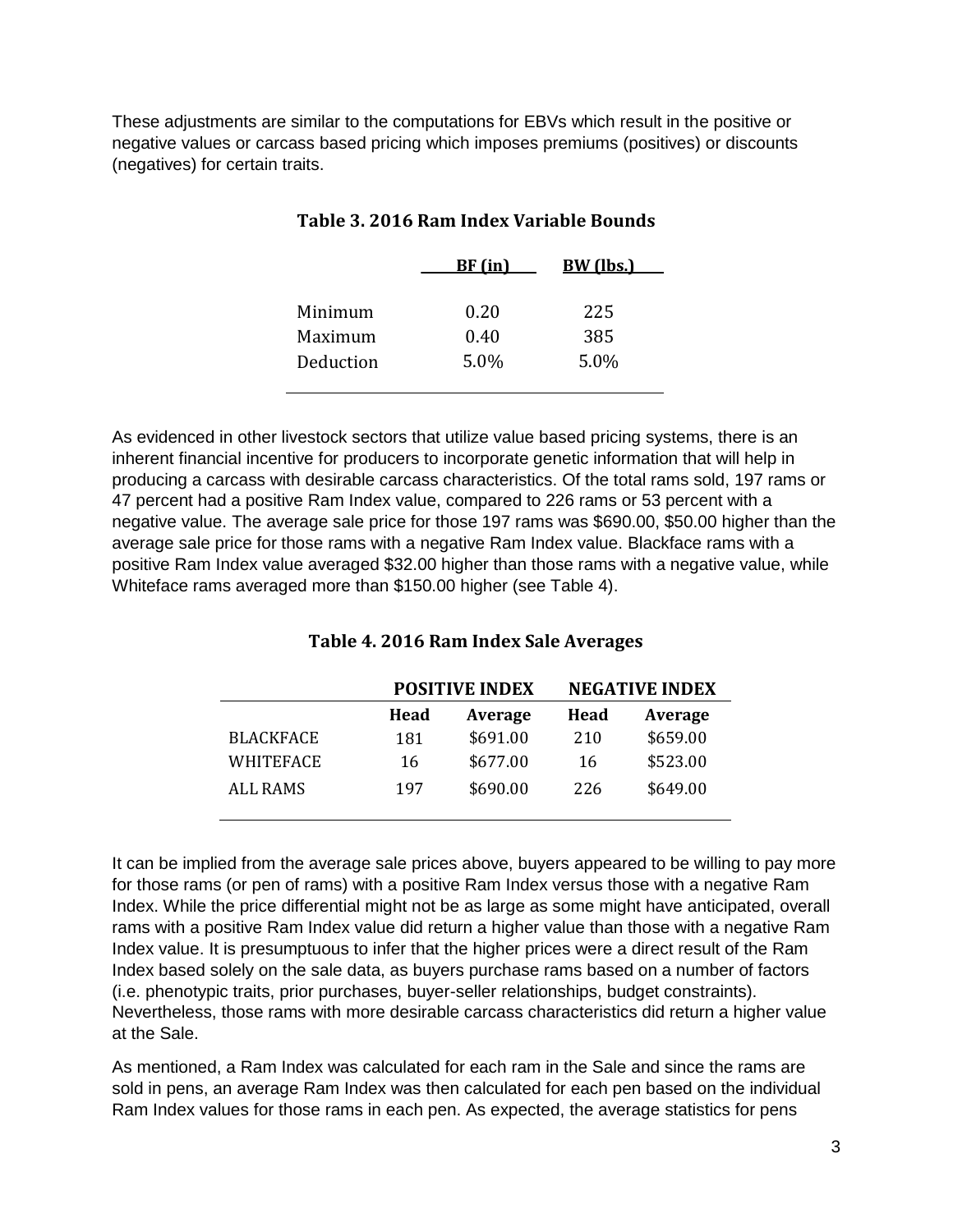These adjustments are similar to the computations for EBVs which result in the positive or negative values or carcass based pricing which imposes premiums (positives) or discounts (negatives) for certain traits.

**Table 3. 2016 Ram Index Variable Bounds**

| | BF (in) | BW (lbs.) |
|---|---|---|
| Minimum | 0.20 | 225 |
| Maximum | 0.40 | 385 |
| Deduction | 5.0% | 5.0% |

As evidenced in other livestock sectors that utilize value based pricing systems, there is an inherent financial incentive for producers to incorporate genetic information that will help in producing a carcass with desirable carcass characteristics. Of the total rams sold, 197 rams or 47 percent had a positive Ram Index value, compared to 226 rams or 53 percent with a negative value. The average sale price for those 197 rams was $690.00, $50.00 higher than the average sale price for those rams with a negative Ram Index value. Blackface rams with a positive Ram Index value averaged $32.00 higher than those rams with a negative value, while Whiteface rams averaged more than $150.00 higher (see Table 4).

**Table 4. 2016 Ram Index Sale Averages**

| | POSITIVE INDEX | | NEGATIVE INDEX | |
|---|---|---|---|---|
| | Head | Average | Head | Average |
| BLACKFACE | 181 | $691.00 | 210 | $659.00 |
| WHITEFACE | 16 | $677.00 | 16 | $523.00 |
| ALL RAMS | 197 | $690.00 | 226 | $649.00 |

It can be implied from the average sale prices above, buyers appeared to be willing to pay more for those rams (or pen of rams) with a positive Ram Index versus those with a negative Ram Index. While the price differential might not be as large as some might have anticipated, overall rams with a positive Ram Index value did return a higher value than those with a negative Ram Index value. It is presumptuous to infer that the higher prices were a direct result of the Ram Index based solely on the sale data, as buyers purchase rams based on a number of factors (i.e. phenotypic traits, prior purchases, buyer-seller relationships, budget constraints). Nevertheless, those rams with more desirable carcass characteristics did return a higher value at the Sale.

As mentioned, a Ram Index was calculated for each ram in the Sale and since the rams are sold in pens, an average Ram Index was then calculated for each pen based on the individual Ram Index values for those rams in each pen. As expected, the average statistics for pens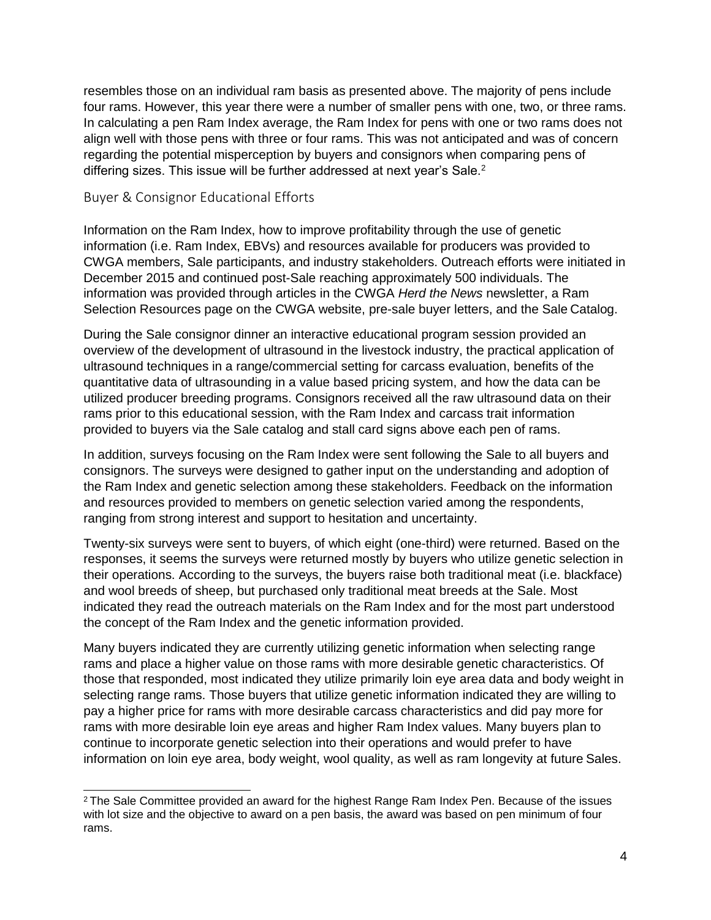resembles those on an individual ram basis as presented above. The majority of pens include four rams. However, this year there were a number of smaller pens with one, two, or three rams. In calculating a pen Ram Index average, the Ram Index for pens with one or two rams does not align well with those pens with three or four rams. This was not anticipated and was of concern regarding the potential misperception by buyers and consignors when comparing pens of differing sizes. This issue will be further addressed at next year's Sale.[2]

## Buyer & Consignor Educational Efforts

Information on the Ram Index, how to improve profitability through the use of genetic information (i.e. Ram Index, EBVs) and resources available for producers was provided to CWGA members, Sale participants, and industry stakeholders. Outreach efforts were initiated in December 2015 and continued post-Sale reaching approximately 500 individuals. The information was provided through articles in the CWGA *Herd the News* newsletter, a Ram Selection Resources page on the CWGA website, pre-sale buyer letters, and the Sale Catalog.

During the Sale consignor dinner an interactive educational program session provided an overview of the development of ultrasound in the livestock industry, the practical application of ultrasound techniques in a range/commercial setting for carcass evaluation, benefits of the quantitative data of ultrasounding in a value based pricing system, and how the data can be utilized producer breeding programs. Consignors received all the raw ultrasound data on their rams prior to this educational session, with the Ram Index and carcass trait information provided to buyers via the Sale catalog and stall card signs above each pen of rams.

In addition, surveys focusing on the Ram Index were sent following the Sale to all buyers and consignors. The surveys were designed to gather input on the understanding and adoption of the Ram Index and genetic selection among these stakeholders. Feedback on the information and resources provided to members on genetic selection varied among the respondents, ranging from strong interest and support to hesitation and uncertainty.

Twenty-six surveys were sent to buyers, of which eight (one-third) were returned. Based on the responses, it seems the surveys were returned mostly by buyers who utilize genetic selection in their operations. According to the surveys, the buyers raise both traditional meat (i.e. blackface) and wool breeds of sheep, but purchased only traditional meat breeds at the Sale. Most indicated they read the outreach materials on the Ram Index and for the most part understood the concept of the Ram Index and the genetic information provided.

Many buyers indicated they are currently utilizing genetic information when selecting range rams and place a higher value on those rams with more desirable genetic characteristics. Of those that responded, most indicated they utilize primarily loin eye area data and body weight in selecting range rams. Those buyers that utilize genetic information indicated they are willing to pay a higher price for rams with more desirable carcass characteristics and did pay more for rams with more desirable loin eye areas and higher Ram Index values. Many buyers plan to continue to incorporate genetic selection into their operations and would prefer to have information on loin eye area, body weight, wool quality, as well as ram longevity at future Sales.

---

[2] The Sale Committee provided an award for the highest Range Ram Index Pen. Because of the issues with lot size and the objective to award on a pen basis, the award was based on pen minimum of four rams.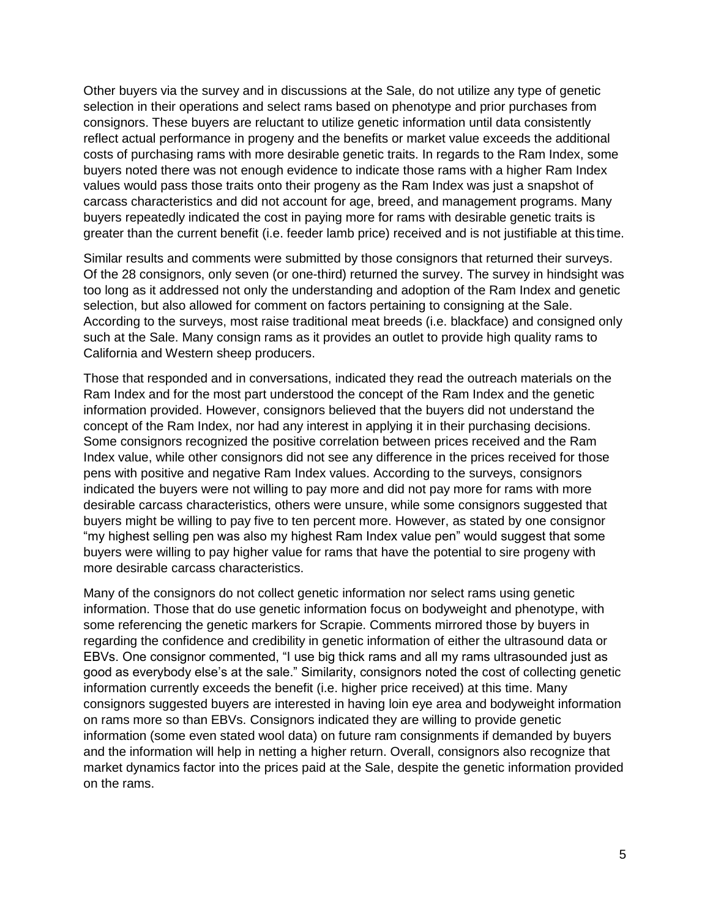Other buyers via the survey and in discussions at the Sale, do not utilize any type of genetic selection in their operations and select rams based on phenotype and prior purchases from consignors. These buyers are reluctant to utilize genetic information until data consistently reflect actual performance in progeny and the benefits or market value exceeds the additional costs of purchasing rams with more desirable genetic traits. In regards to the Ram Index, some buyers noted there was not enough evidence to indicate those rams with a higher Ram Index values would pass those traits onto their progeny as the Ram Index was just a snapshot of carcass characteristics and did not account for age, breed, and management programs. Many buyers repeatedly indicated the cost in paying more for rams with desirable genetic traits is greater than the current benefit (i.e. feeder lamb price) received and is not justifiable at this time.

Similar results and comments were submitted by those consignors that returned their surveys. Of the 28 consignors, only seven (or one-third) returned the survey. The survey in hindsight was too long as it addressed not only the understanding and adoption of the Ram Index and genetic selection, but also allowed for comment on factors pertaining to consigning at the Sale. According to the surveys, most raise traditional meat breeds (i.e. blackface) and consigned only such at the Sale. Many consign rams as it provides an outlet to provide high quality rams to California and Western sheep producers.

Those that responded and in conversations, indicated they read the outreach materials on the Ram Index and for the most part understood the concept of the Ram Index and the genetic information provided. However, consignors believed that the buyers did not understand the concept of the Ram Index, nor had any interest in applying it in their purchasing decisions. Some consignors recognized the positive correlation between prices received and the Ram Index value, while other consignors did not see any difference in the prices received for those pens with positive and negative Ram Index values. According to the surveys, consignors indicated the buyers were not willing to pay more and did not pay more for rams with more desirable carcass characteristics, others were unsure, while some consignors suggested that buyers might be willing to pay five to ten percent more. However, as stated by one consignor "my highest selling pen was also my highest Ram Index value pen" would suggest that some buyers were willing to pay higher value for rams that have the potential to sire progeny with more desirable carcass characteristics.

Many of the consignors do not collect genetic information nor select rams using genetic information. Those that do use genetic information focus on bodyweight and phenotype, with some referencing the genetic markers for Scrapie. Comments mirrored those by buyers in regarding the confidence and credibility in genetic information of either the ultrasound data or EBVs. One consignor commented, "I use big thick rams and all my rams ultrasounded just as good as everybody else's at the sale." Similarity, consignors noted the cost of collecting genetic information currently exceeds the benefit (i.e. higher price received) at this time. Many consignors suggested buyers are interested in having loin eye area and bodyweight information on rams more so than EBVs. Consignors indicated they are willing to provide genetic information (some even stated wool data) on future ram consignments if demanded by buyers and the information will help in netting a higher return. Overall, consignors also recognize that market dynamics factor into the prices paid at the Sale, despite the genetic information provided on the rams.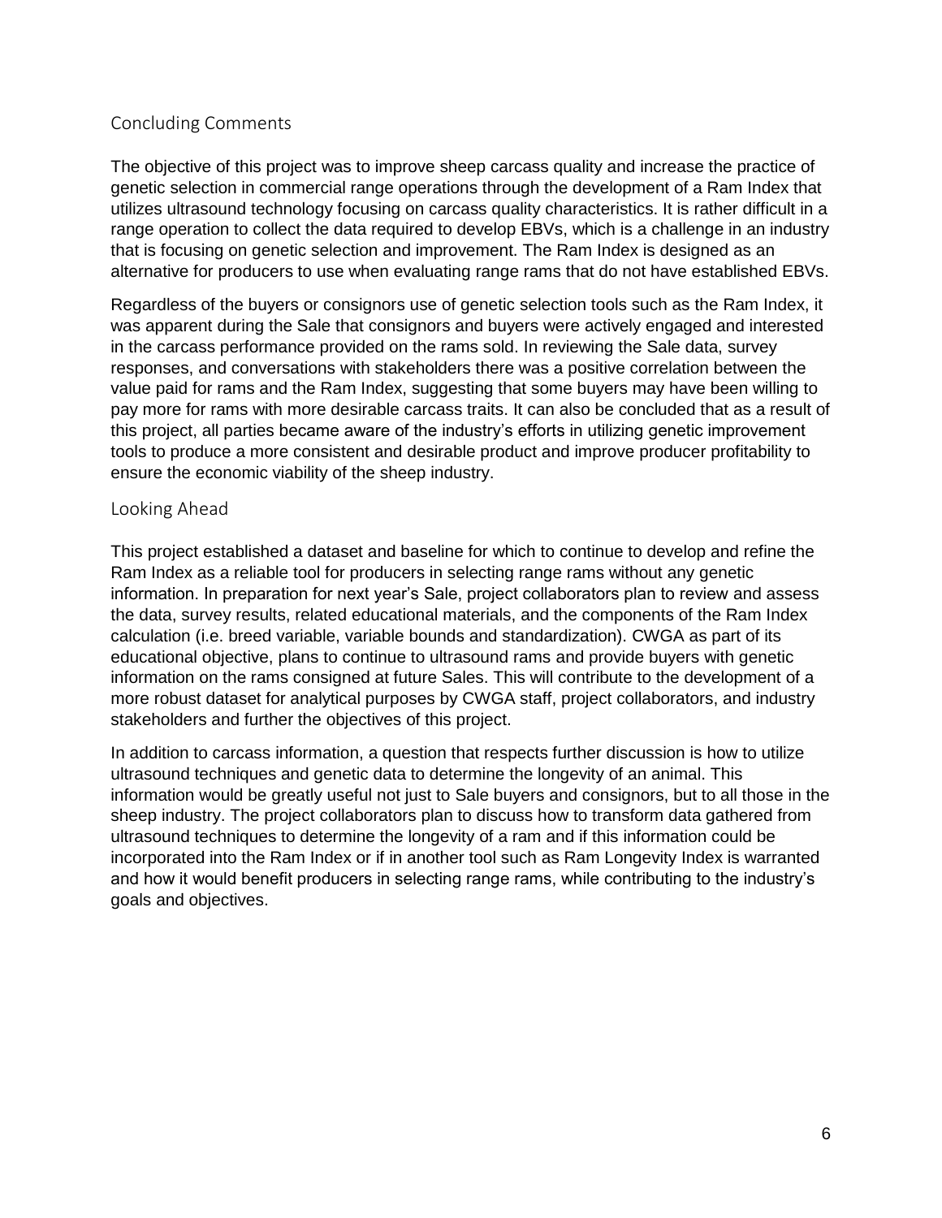## Concluding Comments

The objective of this project was to improve sheep carcass quality and increase the practice of genetic selection in commercial range operations through the development of a Ram Index that utilizes ultrasound technology focusing on carcass quality characteristics. It is rather difficult in a range operation to collect the data required to develop EBVs, which is a challenge in an industry that is focusing on genetic selection and improvement. The Ram Index is designed as an alternative for producers to use when evaluating range rams that do not have established EBVs.

Regardless of the buyers or consignors use of genetic selection tools such as the Ram Index, it was apparent during the Sale that consignors and buyers were actively engaged and interested in the carcass performance provided on the rams sold. In reviewing the Sale data, survey responses, and conversations with stakeholders there was a positive correlation between the value paid for rams and the Ram Index, suggesting that some buyers may have been willing to pay more for rams with more desirable carcass traits. It can also be concluded that as a result of this project, all parties became aware of the industry's efforts in utilizing genetic improvement tools to produce a more consistent and desirable product and improve producer profitability to ensure the economic viability of the sheep industry.

## Looking Ahead

This project established a dataset and baseline for which to continue to develop and refine the Ram Index as a reliable tool for producers in selecting range rams without any genetic information. In preparation for next year's Sale, project collaborators plan to review and assess the data, survey results, related educational materials, and the components of the Ram Index calculation (i.e. breed variable, variable bounds and standardization). CWGA as part of its educational objective, plans to continue to ultrasound rams and provide buyers with genetic information on the rams consigned at future Sales. This will contribute to the development of a more robust dataset for analytical purposes by CWGA staff, project collaborators, and industry stakeholders and further the objectives of this project.

In addition to carcass information, a question that respects further discussion is how to utilize ultrasound techniques and genetic data to determine the longevity of an animal. This information would be greatly useful not just to Sale buyers and consignors, but to all those in the sheep industry. The project collaborators plan to discuss how to transform data gathered from ultrasound techniques to determine the longevity of a ram and if this information could be incorporated into the Ram Index or if in another tool such as Ram Longevity Index is warranted and how it would benefit producers in selecting range rams, while contributing to the industry's goals and objectives.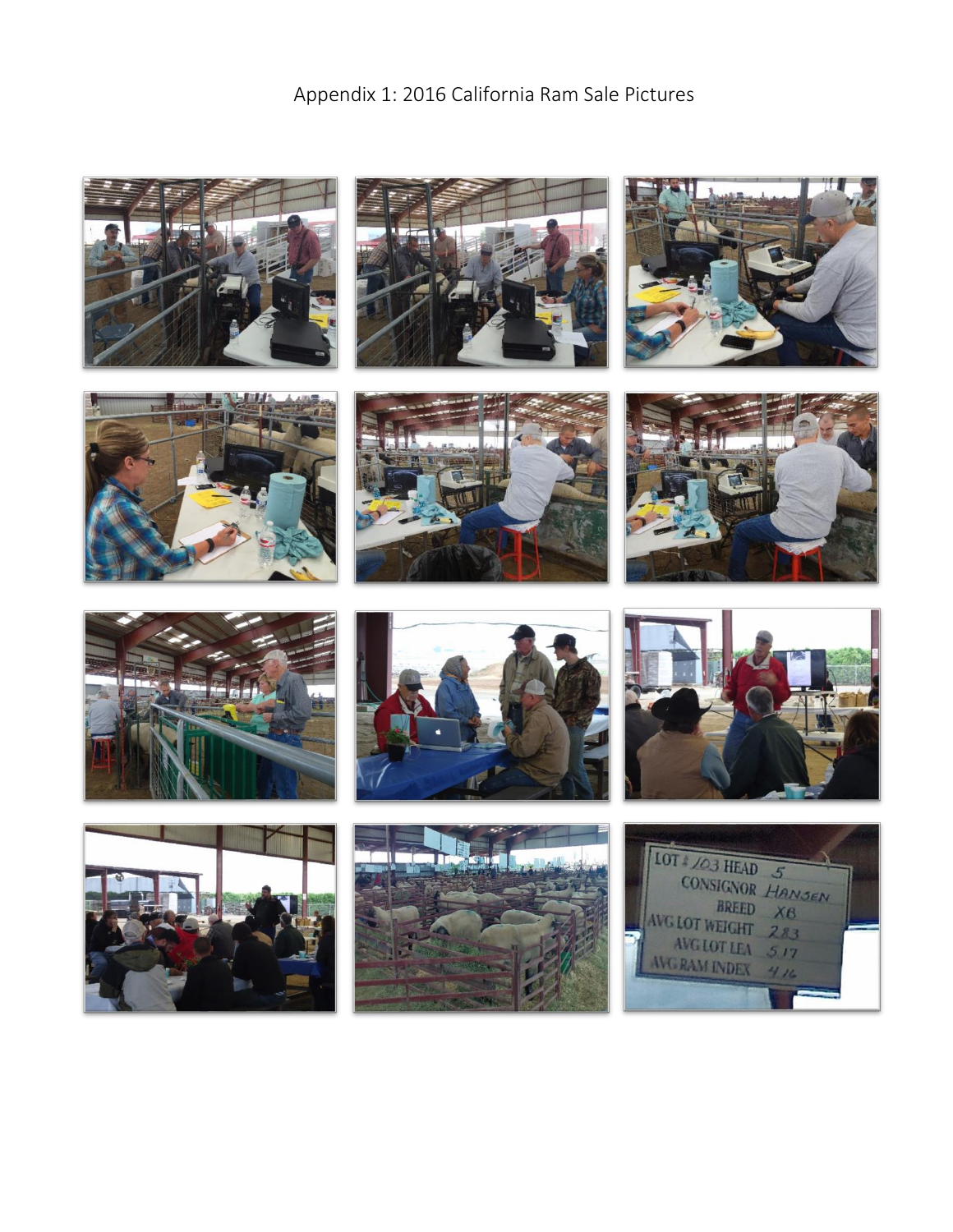# Appendix 1: 2016 California Ram Sale Pictures